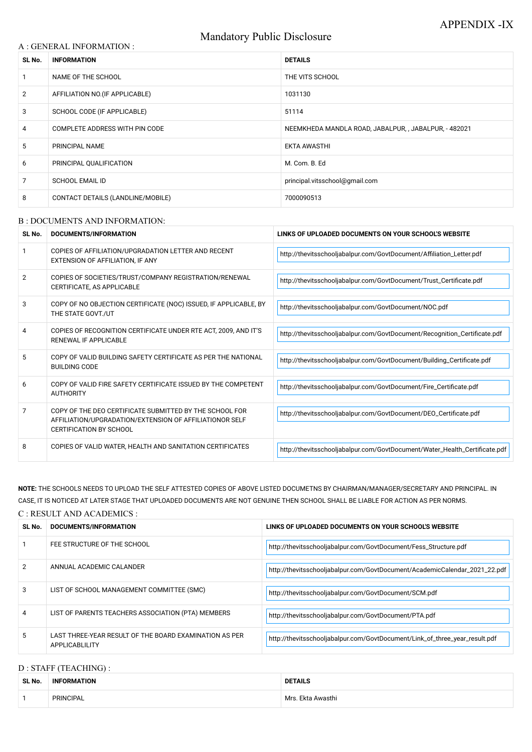APPENDIX -IX

# Mandatory Public Disclosure

## A : GENERAL INFORMATION :

| SL No. | INFORMATION | DETAILS |
|---|---|---|
| 1 | NAME OF THE SCHOOL | THE VITS SCHOOL |
| 2 | AFFILIATION NO.(IF APPLICABLE) | 1031130 |
| 3 | SCHOOL CODE (IF APPLICABLE) | 51114 |
| 4 | COMPLETE ADDRESS WITH PIN CODE | NEEMKHEDA MANDLA ROAD, JABALPUR, , JABALPUR, - 482021 |
| 5 | PRINCIPAL NAME | EKTA AWASTHI |
| 6 | PRINCIPAL QUALIFICATION | M. Com. B. Ed |
| 7 | SCHOOL EMAIL ID | principal.vitsschool@gmail.com |
| 8 | CONTACT DETAILS (LANDLINE/MOBILE) | 7000090513 |

## B : DOCUMENTS AND INFORMATION:

| SL No. | DOCUMENTS/INFORMATION | LINKS OF UPLOADED DOCUMENTS ON YOUR SCHOOL'S WEBSITE |
|---|---|---|
| 1 | COPIES OF AFFILIATION/UPGRADATION LETTER AND RECENT EXTENSION OF AFFILIATION, IF ANY | http://thevitsschooljabalpur.com/GovtDocument/Affiliation_Letter.pdf |
| 2 | COPIES OF SOCIETIES/TRUST/COMPANY REGISTRATION/RENEWAL CERTIFICATE, AS APPLICABLE | http://thevitsschooljabalpur.com/GovtDocument/Trust_Certificate.pdf |
| 3 | COPY OF NO OBJECTION CERTIFICATE (NOC) ISSUED, IF APPLICABLE, BY THE STATE GOVT./UT | http://thevitsschooljabalpur.com/GovtDocument/NOC.pdf |
| 4 | COPIES OF RECOGNITION CERTIFICATE UNDER RTE ACT, 2009, AND IT'S RENEWAL IF APPLICABLE | http://thevitsschooljabalpur.com/GovtDocument/Recognition_Certificate.pdf |
| 5 | COPY OF VALID BUILDING SAFETY CERTIFICATE AS PER THE NATIONAL BUILDING CODE | http://thevitsschooljabalpur.com/GovtDocument/Building_Certificate.pdf |
| 6 | COPY OF VALID FIRE SAFETY CERTIFICATE ISSUED BY THE COMPETENT AUTHORITY | http://thevitsschooljabalpur.com/GovtDocument/Fire_Certificate.pdf |
| 7 | COPY OF THE DEO CERTIFICATE SUBMITTED BY THE SCHOOL FOR AFFILIATION/UPGRADATION/EXTENSION OF AFFILIATIONOR SELF CERTIFICATION BY SCHOOL | http://thevitsschooljabalpur.com/GovtDocument/DEO_Certificate.pdf |
| 8 | COPIES OF VALID WATER, HEALTH AND SANITATION CERTIFICATES | http://thevitsschooljabalpur.com/GovtDocument/Water_Health_Certificate.pdf |

**NOTE:** THE SCHOOLS NEEDS TO UPLOAD THE SELF ATTESTED COPIES OF ABOVE LISTED DOCUMETNS BY CHAIRMAN/MANAGER/SECRETARY AND PRINCIPAL. IN CASE, IT IS NOTICED AT LATER STAGE THAT UPLOADED DOCUMENTS ARE NOT GENUINE THEN SCHOOL SHALL BE LIABLE FOR ACTION AS PER NORMS.

## C : RESULT AND ACADEMICS :

| SL No. | DOCUMENTS/INFORMATION | LINKS OF UPLOADED DOCUMENTS ON YOUR SCHOOL'S WEBSITE |
|---|---|---|
| 1 | FEE STRUCTURE OF THE SCHOOL | http://thevitsschooljabalpur.com/GovtDocument/Fess_Structure.pdf |
| 2 | ANNUAL ACADEMIC CALANDER | http://thevitsschooljabalpur.com/GovtDocument/AcademicCalendar_2021_22.pdf |
| 3 | LIST OF SCHOOL MANAGEMENT COMMITTEE (SMC) | http://thevitsschooljabalpur.com/GovtDocument/SCM.pdf |
| 4 | LIST OF PARENTS TEACHERS ASSOCIATION (PTA) MEMBERS | http://thevitsschooljabalpur.com/GovtDocument/PTA.pdf |
| 5 | LAST THREE-YEAR RESULT OF THE BOARD EXAMINATION AS PER APPLICABLILITY | http://thevitsschooljabalpur.com/GovtDocument/Link_of_three_year_result.pdf |

## D : STAFF (TEACHING) :

| SL No. | INFORMATION | DETAILS |
|---|---|---|
| 1 | PRINCIPAL | Mrs. Ekta Awasthi |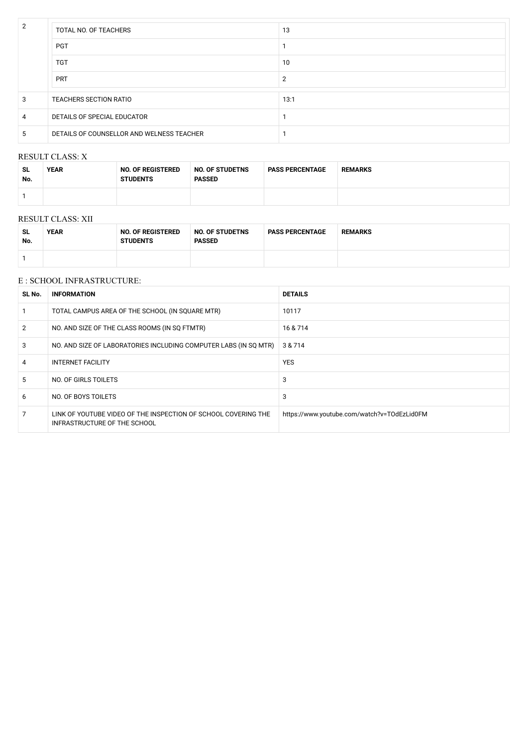| 2 | TOTAL NO. OF TEACHERS | 13 |
|---|---|---|
| | PGT | 1 |
| | TGT | 10 |
| | PRT | 2 |
| 3 | TEACHERS SECTION RATIO | 13:1 |
| 4 | DETAILS OF SPECIAL EDUCATOR | 1 |
| 5 | DETAILS OF COUNSELLOR AND WELNESS TEACHER | 1 |

RESULT CLASS: X

| SL No. | YEAR | NO. OF REGISTERED STUDENTS | NO. OF STUDETNS PASSED | PASS PERCENTAGE | REMARKS |
|---|---|---|---|---|---|
| 1 | | | | | |

RESULT CLASS: XII

| SL No. | YEAR | NO. OF REGISTERED STUDENTS | NO. OF STUDETNS PASSED | PASS PERCENTAGE | REMARKS |
|---|---|---|---|---|---|
| 1 | | | | | |

E : SCHOOL INFRASTRUCTURE:

| SL No. | INFORMATION | DETAILS |
|---|---|---|
| 1 | TOTAL CAMPUS AREA OF THE SCHOOL (IN SQUARE MTR) | 10117 |
| 2 | NO. AND SIZE OF THE CLASS ROOMS (IN SQ FTMTR) | 16 & 714 |
| 3 | NO. AND SIZE OF LABORATORIES INCLUDING COMPUTER LABS (IN SQ MTR) | 3 & 714 |
| 4 | INTERNET FACILITY | YES |
| 5 | NO. OF GIRLS TOILETS | 3 |
| 6 | NO. OF BOYS TOILETS | 3 |
| 7 | LINK OF YOUTUBE VIDEO OF THE INSPECTION OF SCHOOL COVERING THE INFRASTRUCTURE OF THE SCHOOL | https://www.youtube.com/watch?v=TOdEzLid0FM |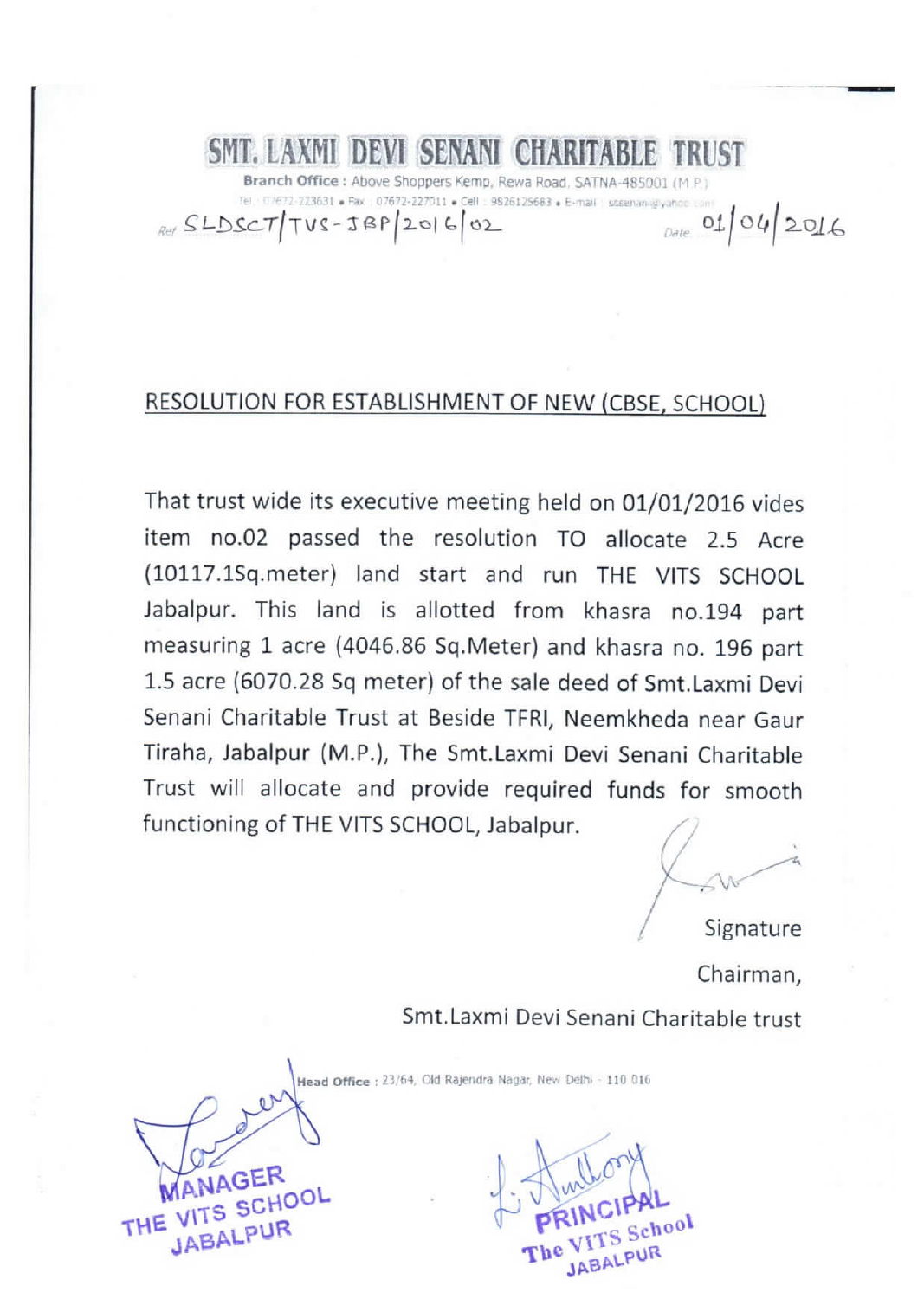# SMT. LAXMI DEVI SENANI CHARITABLE TRUST

**Branch Office :** Above Shoppers Kemp, Rewa Road, SATNA-485001 (M.P.)

Tel.: 07672-223631 • Fax : 07672-227011 • Cell : 9826125683 • E-mail : sssenani@yahoo.com

Ref. SLDSCT/TVS-JBP/2016/02 Date 01/04/2016

## RESOLUTION FOR ESTABLISHMENT OF NEW (CBSE, SCHOOL)

That trust wide its executive meeting held on 01/01/2016 vides item no.02 passed the resolution TO allocate 2.5 Acre (10117.1Sq.meter) land start and run THE VITS SCHOOL Jabalpur. This land is allotted from khasra no.194 part measuring 1 acre (4046.86 Sq.Meter) and khasra no. 196 part 1.5 acre (6070.28 Sq meter) of the sale deed of Smt.Laxmi Devi Senani Charitable Trust at Beside TFRI, Neemkheda near Gaur Tiraha, Jabalpur (M.P.), The Smt.Laxmi Devi Senani Charitable Trust will allocate and provide required funds for smooth functioning of THE VITS SCHOOL, Jabalpur.

Signature

Chairman,

Smt.Laxmi Devi Senani Charitable trust

**Head Office :** 23/64, Old Rajendra Nagar, New Delhi - 110 016

MANAGER
THE VITS SCHOOL
JABALPUR

PRINCIPAL
The VITS School
JABALPUR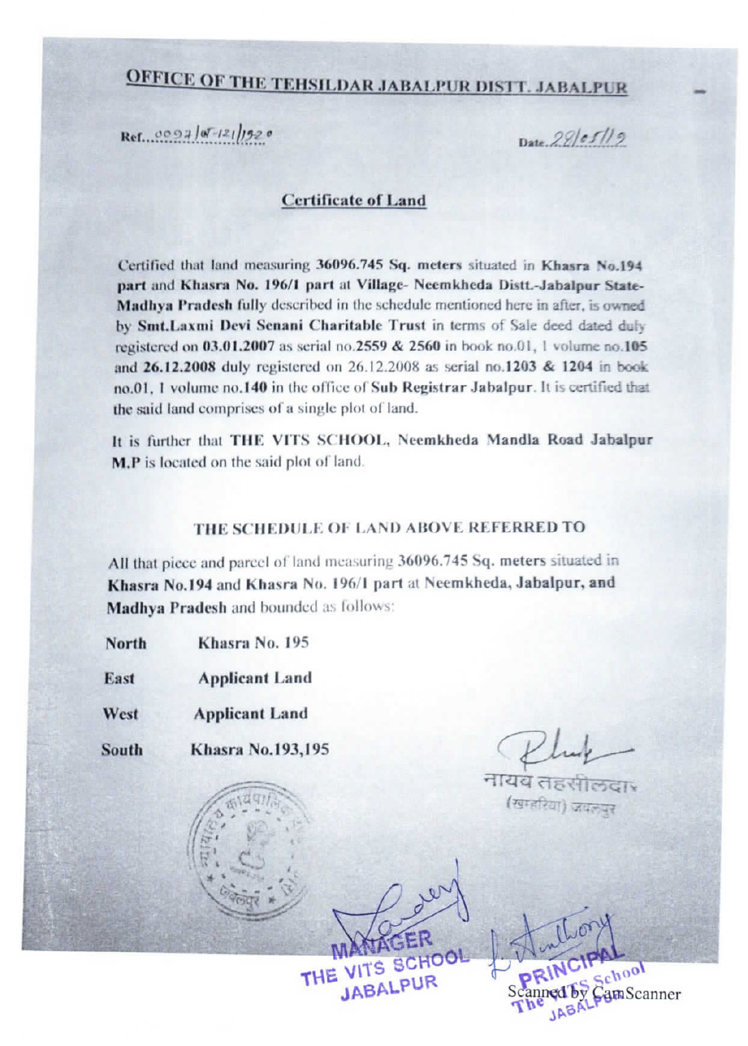# OFFICE OF THE TEHSILDAR JABALPUR DISTT. JABALPUR

Ref. 0097/05-121/1920

Date. 28/05/19

## Certificate of Land

Certified that land measuring **36096.745 Sq. meters** situated in **Khasra No.194 part** and **Khasra No. 196/1 part** at **Village- Neemkheda Distt.-Jabalpur State-Madhya Pradesh** fully described in the schedule mentioned here in after, is owned by **Smt.Laxmi Devi Senani Charitable Trust** in terms of Sale deed dated duly registered on **03.01.2007** as serial no.**2559 & 2560** in book no.01, 1 volume no.**105** and **26.12.2008** duly registered on 26.12.2008 as serial no.**1203 & 1204** in book no.01, 1 volume no.**140** in the office of **Sub Registrar Jabalpur**. It is certified that the said land comprises of a single plot of land.

It is further that **THE VITS SCHOOL, Neemkheda Mandla Road Jabalpur M.P** is located on the said plot of land.

### THE SCHEDULE OF LAND ABOVE REFERRED TO

All that piece and parcel of land measuring **36096.745** Sq. meters situated in **Khasra No.194** and **Khasra No. 196/1 part** at Neemkheda, Jabalpur, and **Madhya Pradesh** and bounded as follows:

| | |
|---|---|
| **North** | **Khasra No. 195** |
| **East** | **Applicant Land** |
| **West** | **Applicant Land** |
| **South** | **Khasra No.193,195** |

नायब तहसीलदार
(खमरिया) जबलपुर

MANAGER
THE VITS SCHOOL
JABALPUR

PRINCIPAL
The VITS School
JABALPUR